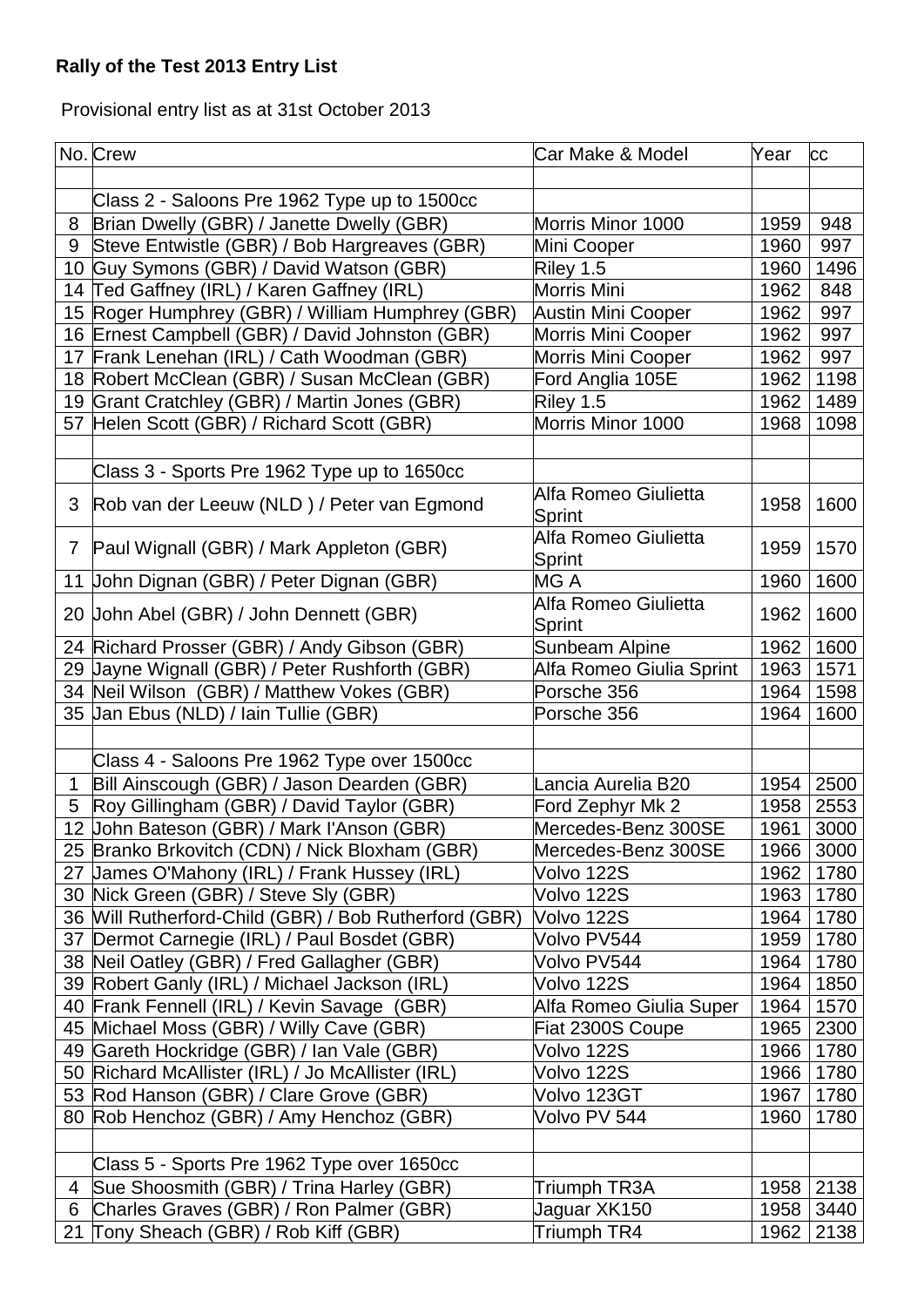**Rally of the Test 2013 Entry List**

Provisional entry list as at 31st October 2013

| No. | Crew | Car Make & Model | Year | cc |
|---|---|---|---|---|
| | | | | |
| | Class 2 - Saloons Pre 1962 Type up to 1500cc | | | |
| 8 | Brian Dwelly (GBR) / Janette Dwelly (GBR) | Morris Minor 1000 | 1959 | 948 |
| 9 | Steve Entwistle (GBR) / Bob Hargreaves (GBR) | Mini Cooper | 1960 | 997 |
| 10 | Guy Symons (GBR) / David Watson (GBR) | Riley 1.5 | 1960 | 1496 |
| 14 | Ted Gaffney (IRL) / Karen Gaffney (IRL) | Morris Mini | 1962 | 848 |
| 15 | Roger Humphrey (GBR) / William Humphrey (GBR) | Austin Mini Cooper | 1962 | 997 |
| 16 | Ernest Campbell (GBR) / David Johnston (GBR) | Morris Mini Cooper | 1962 | 997 |
| 17 | Frank Lenehan (IRL) / Cath Woodman (GBR) | Morris Mini Cooper | 1962 | 997 |
| 18 | Robert McClean (GBR) / Susan McClean (GBR) | Ford Anglia 105E | 1962 | 1198 |
| 19 | Grant Cratchley (GBR) / Martin Jones (GBR) | Riley 1.5 | 1962 | 1489 |
| 57 | Helen Scott (GBR) / Richard Scott (GBR) | Morris Minor 1000 | 1968 | 1098 |
| | | | | |
| | Class 3 - Sports Pre 1962 Type up to 1650cc | | | |
| 3 | Rob van der Leeuw (NLD ) / Peter van Egmond | Alfa Romeo Giulietta Sprint | 1958 | 1600 |
| 7 | Paul Wignall (GBR) / Mark Appleton (GBR) | Alfa Romeo Giulietta Sprint | 1959 | 1570 |
| 11 | John Dignan (GBR) / Peter Dignan (GBR) | MG A | 1960 | 1600 |
| 20 | John Abel (GBR) / John Dennett (GBR) | Alfa Romeo Giulietta Sprint | 1962 | 1600 |
| 24 | Richard Prosser (GBR) / Andy Gibson (GBR) | Sunbeam Alpine | 1962 | 1600 |
| 29 | Jayne Wignall (GBR) / Peter Rushforth (GBR) | Alfa Romeo Giulia Sprint | 1963 | 1571 |
| 34 | Neil Wilson (GBR) / Matthew Vokes (GBR) | Porsche 356 | 1964 | 1598 |
| 35 | Jan Ebus (NLD) / Iain Tullie (GBR) | Porsche 356 | 1964 | 1600 |
| | | | | |
| | Class 4 - Saloons Pre 1962 Type over 1500cc | | | |
| 1 | Bill Ainscough (GBR) / Jason Dearden (GBR) | Lancia Aurelia B20 | 1954 | 2500 |
| 5 | Roy Gillingham (GBR) / David Taylor (GBR) | Ford Zephyr Mk 2 | 1958 | 2553 |
| 12 | John Bateson (GBR) / Mark I'Anson (GBR) | Mercedes-Benz 300SE | 1961 | 3000 |
| 25 | Branko Brkovitch (CDN) / Nick Bloxham (GBR) | Mercedes-Benz 300SE | 1966 | 3000 |
| 27 | James O'Mahony (IRL) / Frank Hussey (IRL) | Volvo 122S | 1962 | 1780 |
| 30 | Nick Green (GBR) / Steve Sly (GBR) | Volvo 122S | 1963 | 1780 |
| 36 | Will Rutherford-Child (GBR) / Bob Rutherford (GBR) | Volvo 122S | 1964 | 1780 |
| 37 | Dermot Carnegie (IRL) / Paul Bosdet (GBR) | Volvo PV544 | 1959 | 1780 |
| 38 | Neil Oatley (GBR) / Fred Gallagher (GBR) | Volvo PV544 | 1964 | 1780 |
| 39 | Robert Ganly (IRL) / Michael Jackson (IRL) | Volvo 122S | 1964 | 1850 |
| 40 | Frank Fennell (IRL) / Kevin Savage (GBR) | Alfa Romeo Giulia Super | 1964 | 1570 |
| 45 | Michael Moss (GBR) / Willy Cave (GBR) | Fiat 2300S Coupe | 1965 | 2300 |
| 49 | Gareth Hockridge (GBR) / Ian Vale (GBR) | Volvo 122S | 1966 | 1780 |
| 50 | Richard McAllister (IRL) / Jo McAllister (IRL) | Volvo 122S | 1966 | 1780 |
| 53 | Rod Hanson (GBR) / Clare Grove (GBR) | Volvo 123GT | 1967 | 1780 |
| 80 | Rob Henchoz (GBR) / Amy Henchoz (GBR) | Volvo PV 544 | 1960 | 1780 |
| | | | | |
| | Class 5 - Sports Pre 1962 Type over 1650cc | | | |
| 4 | Sue Shoosmith (GBR) / Trina Harley (GBR) | Triumph TR3A | 1958 | 2138 |
| 6 | Charles Graves (GBR) / Ron Palmer (GBR) | Jaguar XK150 | 1958 | 3440 |
| 21 | Tony Sheach (GBR) / Rob Kiff (GBR) | Triumph TR4 | 1962 | 2138 |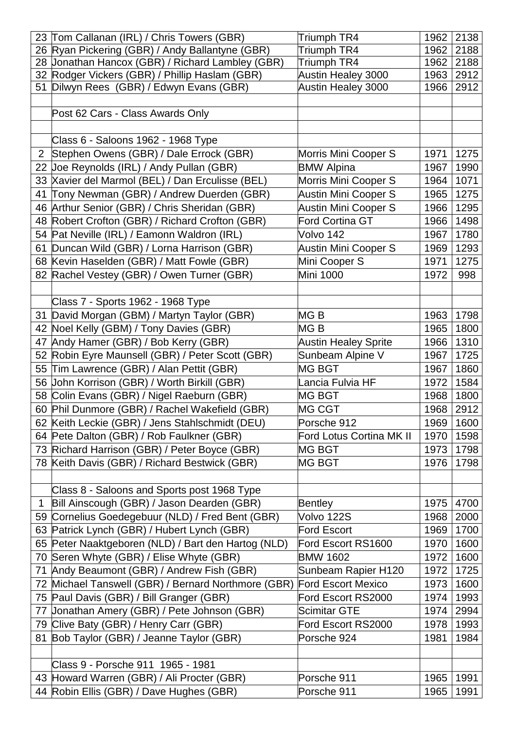| | | | | |
|---|---|---|---|---|
| 23 | Tom Callanan (IRL) / Chris Towers (GBR) | Triumph TR4 | 1962 | 2138 |
| 26 | Ryan Pickering (GBR) / Andy Ballantyne (GBR) | Triumph TR4 | 1962 | 2188 |
| 28 | Jonathan Hancox (GBR) / Richard Lambley (GBR) | Triumph TR4 | 1962 | 2188 |
| 32 | Rodger Vickers (GBR) / Phillip Haslam (GBR) | Austin Healey 3000 | 1963 | 2912 |
| 51 | Dilwyn Rees (GBR) / Edwyn Evans (GBR) | Austin Healey 3000 | 1966 | 2912 |
| | | | | |
| | Post 62 Cars - Class Awards Only | | | |
| | | | | |
| | Class 6 - Saloons 1962 - 1968 Type | | | |
| 2 | Stephen Owens (GBR) / Dale Errock (GBR) | Morris Mini Cooper S | 1971 | 1275 |
| 22 | Joe Reynolds (IRL) / Andy Pullan (GBR) | BMW Alpina | 1967 | 1990 |
| 33 | Xavier del Marmol (BEL) / Dan Erculisse (BEL) | Morris Mini Cooper S | 1964 | 1071 |
| 41 | Tony Newman (GBR) / Andrew Duerden (GBR) | Austin Mini Cooper S | 1965 | 1275 |
| 46 | Arthur Senior (GBR) / Chris Sheridan (GBR) | Austin Mini Cooper S | 1966 | 1295 |
| 48 | Robert Crofton (GBR) / Richard Crofton (GBR) | Ford Cortina GT | 1966 | 1498 |
| 54 | Pat Neville (IRL) / Eamonn Waldron (IRL) | Volvo 142 | 1967 | 1780 |
| 61 | Duncan Wild (GBR) / Lorna Harrison (GBR) | Austin Mini Cooper S | 1969 | 1293 |
| 68 | Kevin Haselden (GBR) / Matt Fowle (GBR) | Mini Cooper S | 1971 | 1275 |
| 82 | Rachel Vestey (GBR) / Owen Turner (GBR) | Mini 1000 | 1972 | 998 |
| | | | | |
| | Class 7 - Sports 1962 - 1968 Type | | | |
| 31 | David Morgan (GBM) / Martyn Taylor (GBR) | MG B | 1963 | 1798 |
| 42 | Noel Kelly (GBM) / Tony Davies (GBR) | MG B | 1965 | 1800 |
| 47 | Andy Hamer (GBR) / Bob Kerry (GBR) | Austin Healey Sprite | 1966 | 1310 |
| 52 | Robin Eyre Maunsell (GBR) / Peter Scott (GBR) | Sunbeam Alpine V | 1967 | 1725 |
| 55 | Tim Lawrence (GBR) / Alan Pettit (GBR) | MG BGT | 1967 | 1860 |
| 56 | John Korrison (GBR) / Worth Birkill (GBR) | Lancia Fulvia HF | 1972 | 1584 |
| 58 | Colin Evans (GBR) / Nigel Raeburn (GBR) | MG BGT | 1968 | 1800 |
| 60 | Phil Dunmore (GBR) / Rachel Wakefield (GBR) | MG CGT | 1968 | 2912 |
| 62 | Keith Leckie (GBR) / Jens Stahlschmidt (DEU) | Porsche 912 | 1969 | 1600 |
| 64 | Pete Dalton (GBR) / Rob Faulkner (GBR) | Ford Lotus Cortina MK II | 1970 | 1598 |
| 73 | Richard Harrison (GBR) / Peter Boyce (GBR) | MG BGT | 1973 | 1798 |
| 78 | Keith Davis (GBR) / Richard Bestwick (GBR) | MG BGT | 1976 | 1798 |
| | | | | |
| | Class 8 - Saloons and Sports post 1968 Type | | | |
| 1 | Bill Ainscough (GBR) / Jason Dearden (GBR) | Bentley | 1975 | 4700 |
| 59 | Cornelius Goedegebuur (NLD) / Fred Bent (GBR) | Volvo 122S | 1968 | 2000 |
| 63 | Patrick Lynch (GBR) / Hubert Lynch (GBR) | Ford Escort | 1969 | 1700 |
| 65 | Peter Naaktgeboren (NLD) / Bart den Hartog (NLD) | Ford Escort RS1600 | 1970 | 1600 |
| 70 | Seren Whyte (GBR) / Elise Whyte (GBR) | BMW 1602 | 1972 | 1600 |
| 71 | Andy Beaumont (GBR) / Andrew Fish (GBR) | Sunbeam Rapier H120 | 1972 | 1725 |
| 72 | Michael Tanswell (GBR) / Bernard Northmore (GBR) | Ford Escort Mexico | 1973 | 1600 |
| 75 | Paul Davis (GBR) / Bill Granger (GBR) | Ford Escort RS2000 | 1974 | 1993 |
| 77 | Jonathan Amery (GBR) / Pete Johnson (GBR) | Scimitar GTE | 1974 | 2994 |
| 79 | Clive Baty (GBR) / Henry Carr (GBR) | Ford Escort RS2000 | 1978 | 1993 |
| 81 | Bob Taylor (GBR) / Jeanne Taylor (GBR) | Porsche 924 | 1981 | 1984 |
| | | | | |
| | Class 9 - Porsche 911 1965 - 1981 | | | |
| 43 | Howard Warren (GBR) / Ali Procter (GBR) | Porsche 911 | 1965 | 1991 |
| 44 | Robin Ellis (GBR) / Dave Hughes (GBR) | Porsche 911 | 1965 | 1991 |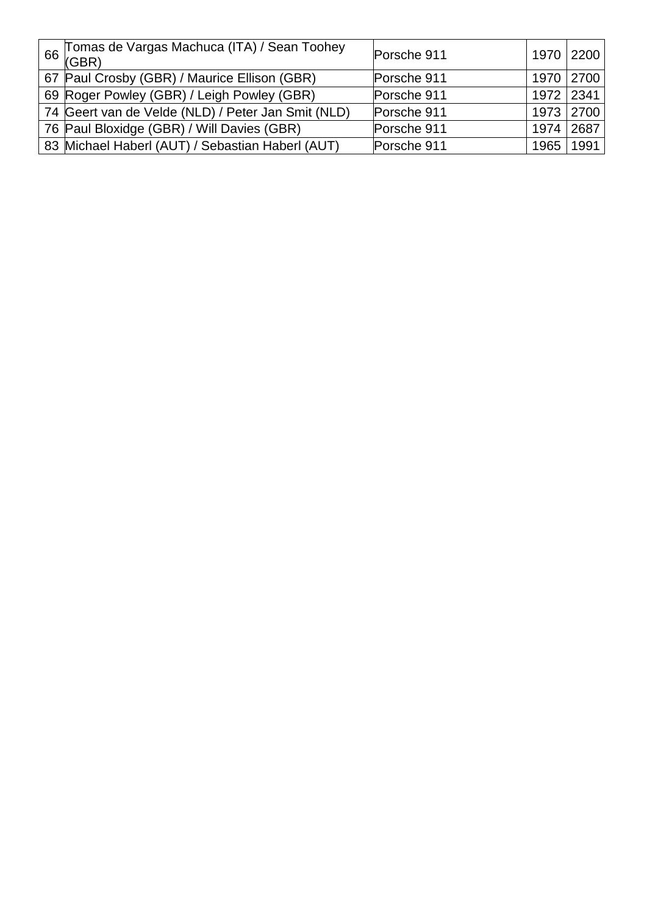| | | | | |
|---|---|---|---|---|
| 66 | Tomas de Vargas Machuca (ITA) / Sean Toohey (GBR) | Porsche 911 | 1970 | 2200 |
| 67 | Paul Crosby (GBR) / Maurice Ellison (GBR) | Porsche 911 | 1970 | 2700 |
| 69 | Roger Powley (GBR) / Leigh Powley (GBR) | Porsche 911 | 1972 | 2341 |
| 74 | Geert van de Velde (NLD) / Peter Jan Smit (NLD) | Porsche 911 | 1973 | 2700 |
| 76 | Paul Bloxidge (GBR) / Will Davies (GBR) | Porsche 911 | 1974 | 2687 |
| 83 | Michael Haberl (AUT) / Sebastian Haberl (AUT) | Porsche 911 | 1965 | 1991 |